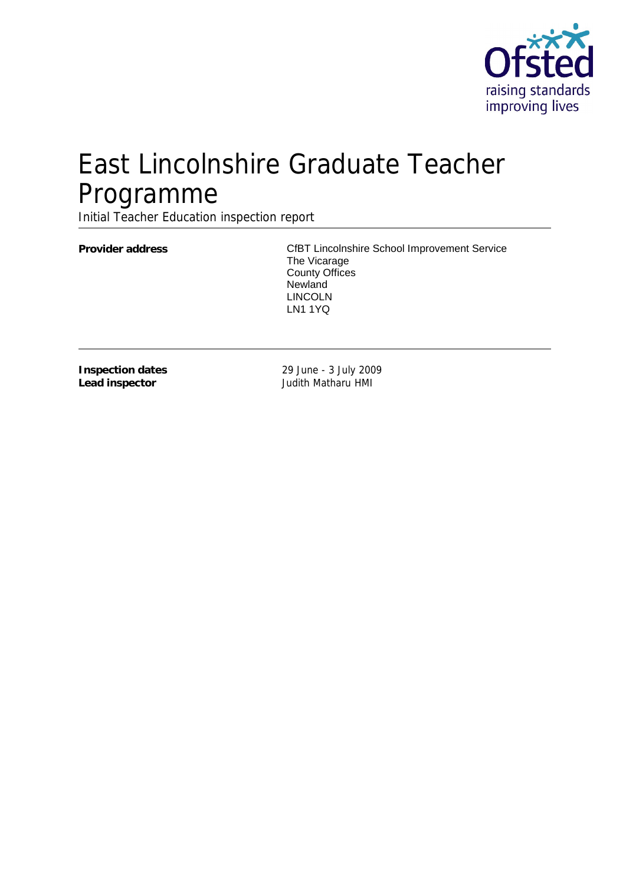# East Lincolnshire Graduate Teacher Programme

Initial Teacher Education inspection report

| | |
|---|---|
| **Provider address** | CfBT Lincolnshire School Improvement Service<br>The Vicarage<br>County Offices<br>Newland<br>LINCOLN<br>LN1 1YQ |

| | |
|---|---|
| **Inspection dates** | 29 June - 3 July 2009 |
| **Lead inspector** | Judith Matharu HMI |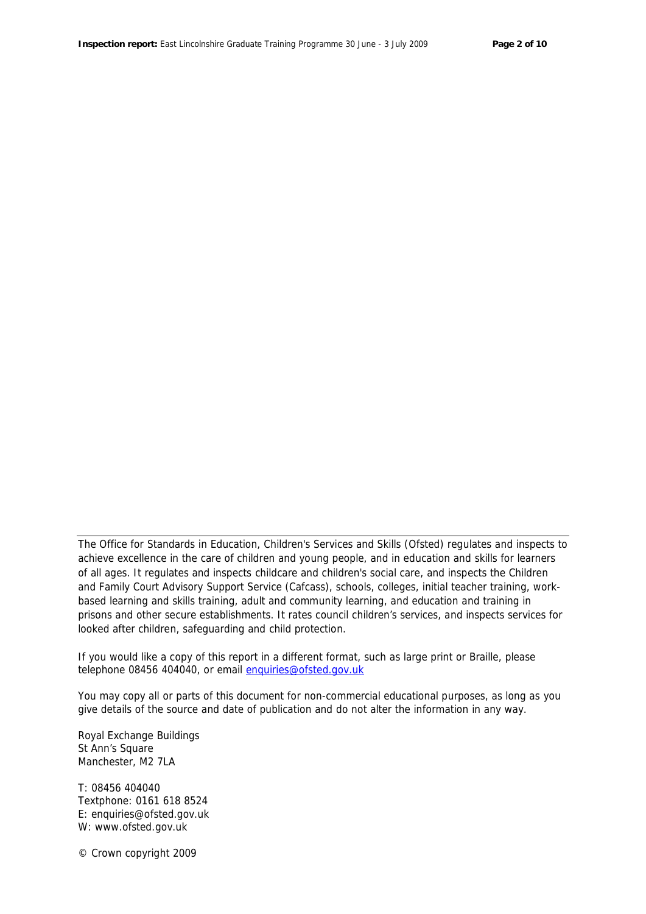The Office for Standards in Education, Children's Services and Skills (Ofsted) regulates and inspects to achieve excellence in the care of children and young people, and in education and skills for learners of all ages. It regulates and inspects childcare and children's social care, and inspects the Children and Family Court Advisory Support Service (Cafcass), schools, colleges, initial teacher training, work-based learning and skills training, adult and community learning, and education and training in prisons and other secure establishments. It rates council children's services, and inspects services for looked after children, safeguarding and child protection.

If you would like a copy of this report in a different format, such as large print or Braille, please telephone 08456 404040, or email enquiries@ofsted.gov.uk

You may copy all or parts of this document for non-commercial educational purposes, as long as you give details of the source and date of publication and do not alter the information in any way.

Royal Exchange Buildings
St Ann's Square
Manchester, M2 7LA

T: 08456 404040
Textphone: 0161 618 8524
E: enquiries@ofsted.gov.uk
W: www.ofsted.gov.uk

© Crown copyright 2009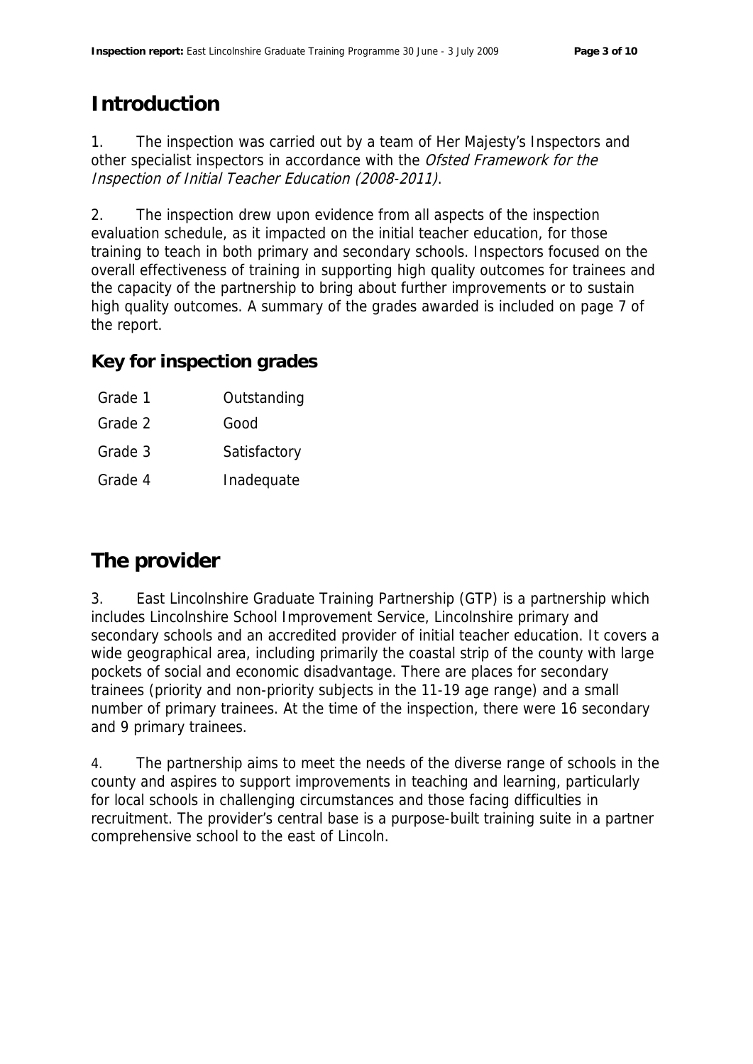## Introduction

1. The inspection was carried out by a team of Her Majesty's Inspectors and other specialist inspectors in accordance with the *Ofsted Framework for the Inspection of Initial Teacher Education (2008-2011)*.

2. The inspection drew upon evidence from all aspects of the inspection evaluation schedule, as it impacted on the initial teacher education, for those training to teach in both primary and secondary schools. Inspectors focused on the overall effectiveness of training in supporting high quality outcomes for trainees and the capacity of the partnership to bring about further improvements or to sustain high quality outcomes. A summary of the grades awarded is included on page 7 of the report.

### Key for inspection grades

| | |
|---|---|
| Grade 1 | Outstanding |
| Grade 2 | Good |
| Grade 3 | Satisfactory |
| Grade 4 | Inadequate |

## The provider

3. East Lincolnshire Graduate Training Partnership (GTP) is a partnership which includes Lincolnshire School Improvement Service, Lincolnshire primary and secondary schools and an accredited provider of initial teacher education. It covers a wide geographical area, including primarily the coastal strip of the county with large pockets of social and economic disadvantage. There are places for secondary trainees (priority and non-priority subjects in the 11-19 age range) and a small number of primary trainees. At the time of the inspection, there were 16 secondary and 9 primary trainees.

4. The partnership aims to meet the needs of the diverse range of schools in the county and aspires to support improvements in teaching and learning, particularly for local schools in challenging circumstances and those facing difficulties in recruitment. The provider's central base is a purpose-built training suite in a partner comprehensive school to the east of Lincoln.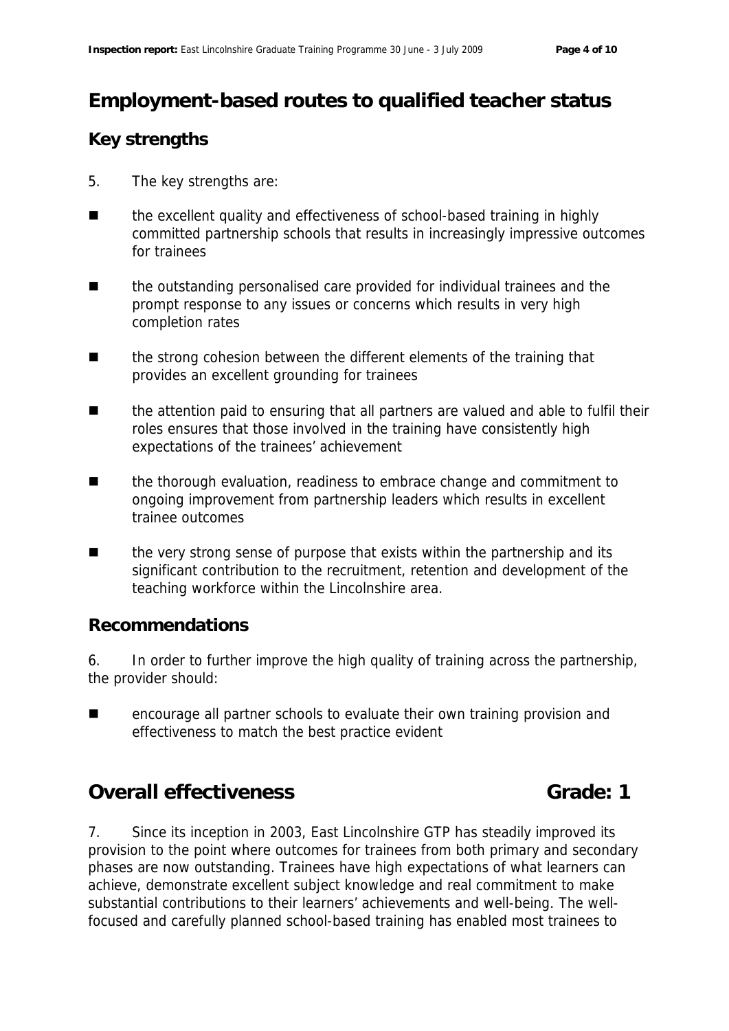## Employment-based routes to qualified teacher status

### Key strengths

5. The key strengths are:

- the excellent quality and effectiveness of school-based training in highly committed partnership schools that results in increasingly impressive outcomes for trainees
- the outstanding personalised care provided for individual trainees and the prompt response to any issues or concerns which results in very high completion rates
- the strong cohesion between the different elements of the training that provides an excellent grounding for trainees
- the attention paid to ensuring that all partners are valued and able to fulfil their roles ensures that those involved in the training have consistently high expectations of the trainees' achievement
- the thorough evaluation, readiness to embrace change and commitment to ongoing improvement from partnership leaders which results in excellent trainee outcomes
- the very strong sense of purpose that exists within the partnership and its significant contribution to the recruitment, retention and development of the teaching workforce within the Lincolnshire area.

### Recommendations

6. In order to further improve the high quality of training across the partnership, the provider should:

- encourage all partner schools to evaluate their own training provision and effectiveness to match the best practice evident

## Overall effectiveness Grade: 1

7. Since its inception in 2003, East Lincolnshire GTP has steadily improved its provision to the point where outcomes for trainees from both primary and secondary phases are now outstanding. Trainees have high expectations of what learners can achieve, demonstrate excellent subject knowledge and real commitment to make substantial contributions to their learners' achievements and well-being. The well-focused and carefully planned school-based training has enabled most trainees to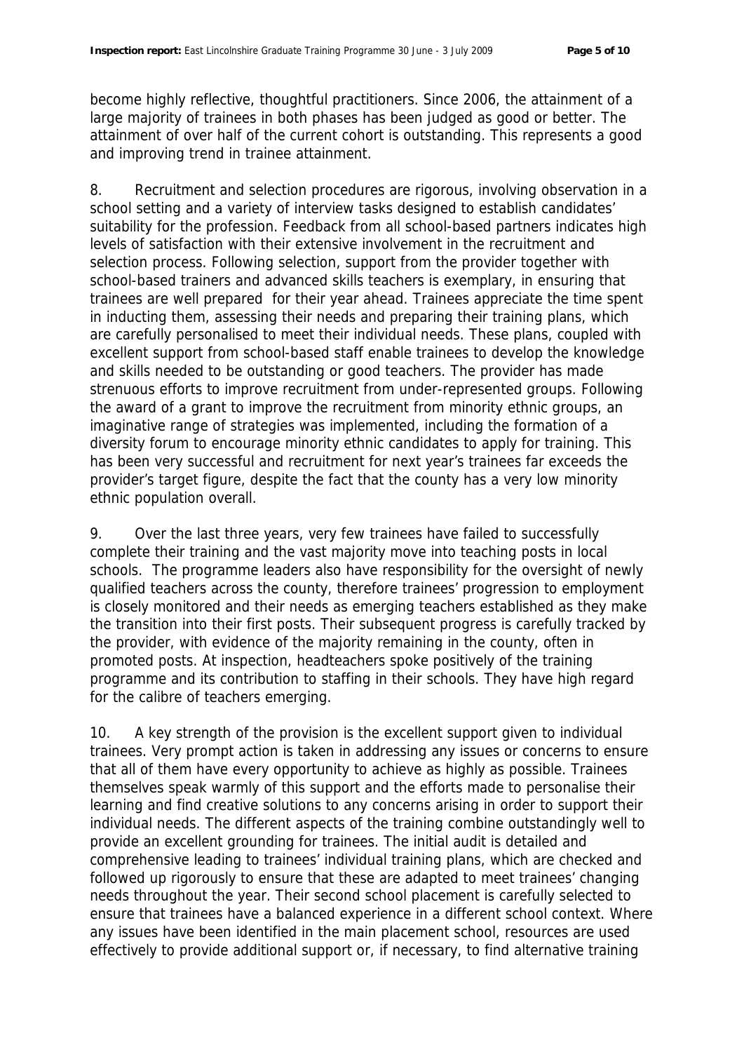become highly reflective, thoughtful practitioners. Since 2006, the attainment of a large majority of trainees in both phases has been judged as good or better. The attainment of over half of the current cohort is outstanding. This represents a good and improving trend in trainee attainment.

8. Recruitment and selection procedures are rigorous, involving observation in a school setting and a variety of interview tasks designed to establish candidates' suitability for the profession. Feedback from all school-based partners indicates high levels of satisfaction with their extensive involvement in the recruitment and selection process. Following selection, support from the provider together with school-based trainers and advanced skills teachers is exemplary, in ensuring that trainees are well prepared for their year ahead. Trainees appreciate the time spent in inducting them, assessing their needs and preparing their training plans, which are carefully personalised to meet their individual needs. These plans, coupled with excellent support from school-based staff enable trainees to develop the knowledge and skills needed to be outstanding or good teachers. The provider has made strenuous efforts to improve recruitment from under-represented groups. Following the award of a grant to improve the recruitment from minority ethnic groups, an imaginative range of strategies was implemented, including the formation of a diversity forum to encourage minority ethnic candidates to apply for training. This has been very successful and recruitment for next year's trainees far exceeds the provider's target figure, despite the fact that the county has a very low minority ethnic population overall.

9. Over the last three years, very few trainees have failed to successfully complete their training and the vast majority move into teaching posts in local schools. The programme leaders also have responsibility for the oversight of newly qualified teachers across the county, therefore trainees' progression to employment is closely monitored and their needs as emerging teachers established as they make the transition into their first posts. Their subsequent progress is carefully tracked by the provider, with evidence of the majority remaining in the county, often in promoted posts. At inspection, headteachers spoke positively of the training programme and its contribution to staffing in their schools. They have high regard for the calibre of teachers emerging.

10. A key strength of the provision is the excellent support given to individual trainees. Very prompt action is taken in addressing any issues or concerns to ensure that all of them have every opportunity to achieve as highly as possible. Trainees themselves speak warmly of this support and the efforts made to personalise their learning and find creative solutions to any concerns arising in order to support their individual needs. The different aspects of the training combine outstandingly well to provide an excellent grounding for trainees. The initial audit is detailed and comprehensive leading to trainees' individual training plans, which are checked and followed up rigorously to ensure that these are adapted to meet trainees' changing needs throughout the year. Their second school placement is carefully selected to ensure that trainees have a balanced experience in a different school context. Where any issues have been identified in the main placement school, resources are used effectively to provide additional support or, if necessary, to find alternative training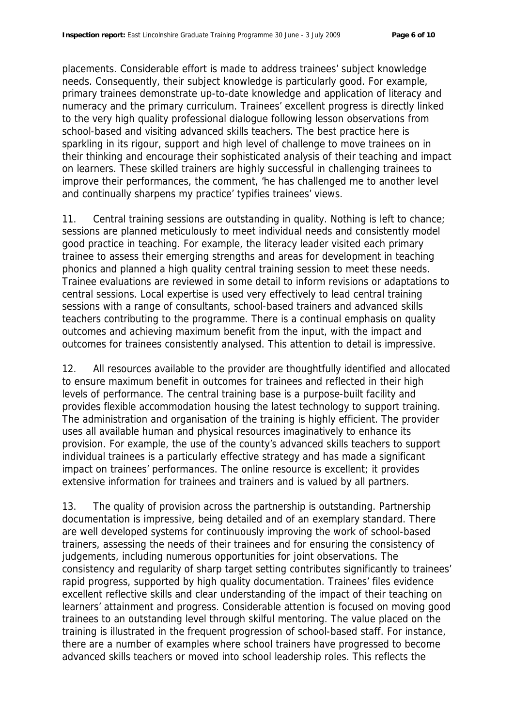placements. Considerable effort is made to address trainees' subject knowledge needs. Consequently, their subject knowledge is particularly good. For example, primary trainees demonstrate up-to-date knowledge and application of literacy and numeracy and the primary curriculum. Trainees' excellent progress is directly linked to the very high quality professional dialogue following lesson observations from school-based and visiting advanced skills teachers. The best practice here is sparkling in its rigour, support and high level of challenge to move trainees on in their thinking and encourage their sophisticated analysis of their teaching and impact on learners. These skilled trainers are highly successful in challenging trainees to improve their performances, the comment, 'he has challenged me to another level and continually sharpens my practice' typifies trainees' views.

11. Central training sessions are outstanding in quality. Nothing is left to chance; sessions are planned meticulously to meet individual needs and consistently model good practice in teaching. For example, the literacy leader visited each primary trainee to assess their emerging strengths and areas for development in teaching phonics and planned a high quality central training session to meet these needs. Trainee evaluations are reviewed in some detail to inform revisions or adaptations to central sessions. Local expertise is used very effectively to lead central training sessions with a range of consultants, school-based trainers and advanced skills teachers contributing to the programme. There is a continual emphasis on quality outcomes and achieving maximum benefit from the input, with the impact and outcomes for trainees consistently analysed. This attention to detail is impressive.

12. All resources available to the provider are thoughtfully identified and allocated to ensure maximum benefit in outcomes for trainees and reflected in their high levels of performance. The central training base is a purpose-built facility and provides flexible accommodation housing the latest technology to support training. The administration and organisation of the training is highly efficient. The provider uses all available human and physical resources imaginatively to enhance its provision. For example, the use of the county's advanced skills teachers to support individual trainees is a particularly effective strategy and has made a significant impact on trainees' performances. The online resource is excellent; it provides extensive information for trainees and trainers and is valued by all partners.

13. The quality of provision across the partnership is outstanding. Partnership documentation is impressive, being detailed and of an exemplary standard. There are well developed systems for continuously improving the work of school-based trainers, assessing the needs of their trainees and for ensuring the consistency of judgements, including numerous opportunities for joint observations. The consistency and regularity of sharp target setting contributes significantly to trainees' rapid progress, supported by high quality documentation. Trainees' files evidence excellent reflective skills and clear understanding of the impact of their teaching on learners' attainment and progress. Considerable attention is focused on moving good trainees to an outstanding level through skilful mentoring. The value placed on the training is illustrated in the frequent progression of school-based staff. For instance, there are a number of examples where school trainers have progressed to become advanced skills teachers or moved into school leadership roles. This reflects the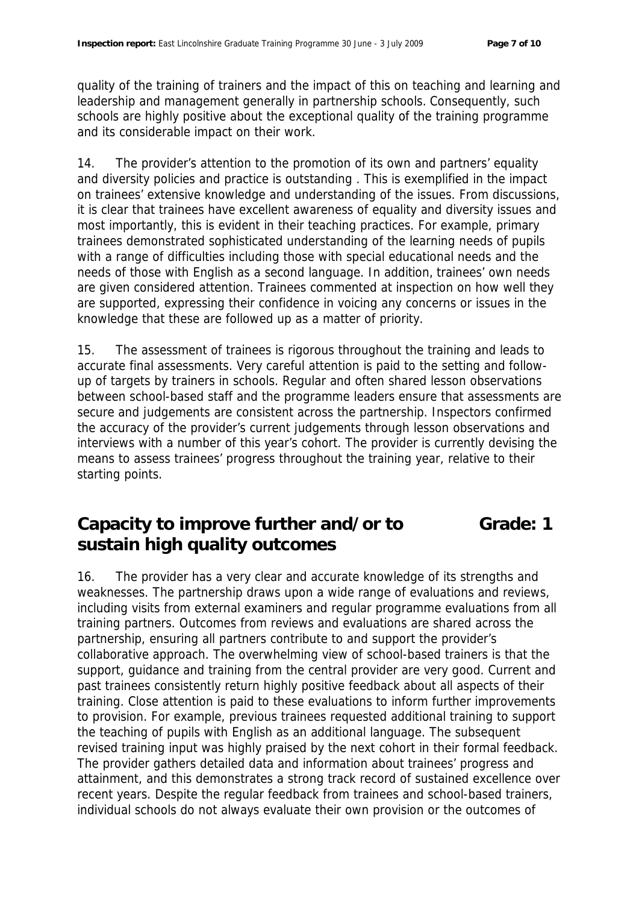quality of the training of trainers and the impact of this on teaching and learning and leadership and management generally in partnership schools. Consequently, such schools are highly positive about the exceptional quality of the training programme and its considerable impact on their work.

14. The provider's attention to the promotion of its own and partners' equality and diversity policies and practice is outstanding . This is exemplified in the impact on trainees' extensive knowledge and understanding of the issues. From discussions, it is clear that trainees have excellent awareness of equality and diversity issues and most importantly, this is evident in their teaching practices. For example, primary trainees demonstrated sophisticated understanding of the learning needs of pupils with a range of difficulties including those with special educational needs and the needs of those with English as a second language. In addition, trainees' own needs are given considered attention. Trainees commented at inspection on how well they are supported, expressing their confidence in voicing any concerns or issues in the knowledge that these are followed up as a matter of priority.

15. The assessment of trainees is rigorous throughout the training and leads to accurate final assessments. Very careful attention is paid to the setting and follow-up of targets by trainers in schools. Regular and often shared lesson observations between school-based staff and the programme leaders ensure that assessments are secure and judgements are consistent across the partnership. Inspectors confirmed the accuracy of the provider's current judgements through lesson observations and interviews with a number of this year's cohort. The provider is currently devising the means to assess trainees' progress throughout the training year, relative to their starting points.

## Capacity to improve further and/or to sustain high quality outcomes — Grade: 1

16. The provider has a very clear and accurate knowledge of its strengths and weaknesses. The partnership draws upon a wide range of evaluations and reviews, including visits from external examiners and regular programme evaluations from all training partners. Outcomes from reviews and evaluations are shared across the partnership, ensuring all partners contribute to and support the provider's collaborative approach. The overwhelming view of school-based trainers is that the support, guidance and training from the central provider are very good. Current and past trainees consistently return highly positive feedback about all aspects of their training. Close attention is paid to these evaluations to inform further improvements to provision. For example, previous trainees requested additional training to support the teaching of pupils with English as an additional language. The subsequent revised training input was highly praised by the next cohort in their formal feedback. The provider gathers detailed data and information about trainees' progress and attainment, and this demonstrates a strong track record of sustained excellence over recent years. Despite the regular feedback from trainees and school-based trainers, individual schools do not always evaluate their own provision or the outcomes of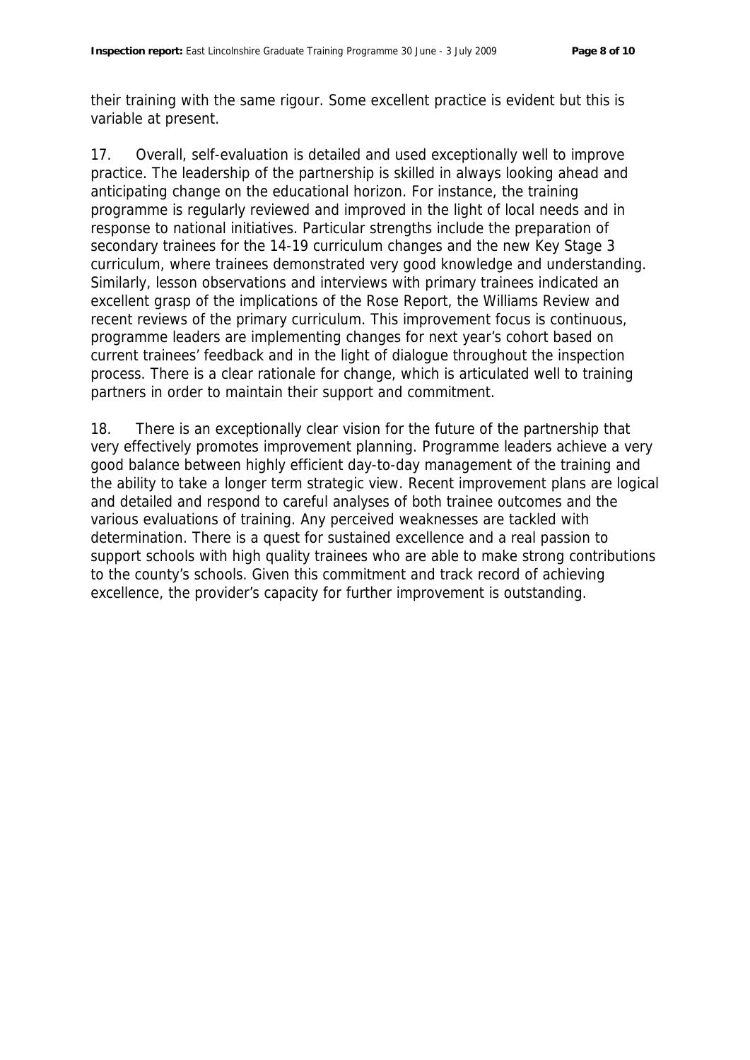their training with the same rigour. Some excellent practice is evident but this is variable at present.

17. Overall, self-evaluation is detailed and used exceptionally well to improve practice. The leadership of the partnership is skilled in always looking ahead and anticipating change on the educational horizon. For instance, the training programme is regularly reviewed and improved in the light of local needs and in response to national initiatives. Particular strengths include the preparation of secondary trainees for the 14-19 curriculum changes and the new Key Stage 3 curriculum, where trainees demonstrated very good knowledge and understanding. Similarly, lesson observations and interviews with primary trainees indicated an excellent grasp of the implications of the Rose Report, the Williams Review and recent reviews of the primary curriculum. This improvement focus is continuous, programme leaders are implementing changes for next year's cohort based on current trainees' feedback and in the light of dialogue throughout the inspection process. There is a clear rationale for change, which is articulated well to training partners in order to maintain their support and commitment.

18. There is an exceptionally clear vision for the future of the partnership that very effectively promotes improvement planning. Programme leaders achieve a very good balance between highly efficient day-to-day management of the training and the ability to take a longer term strategic view. Recent improvement plans are logical and detailed and respond to careful analyses of both trainee outcomes and the various evaluations of training. Any perceived weaknesses are tackled with determination. There is a quest for sustained excellence and a real passion to support schools with high quality trainees who are able to make strong contributions to the county's schools. Given this commitment and track record of achieving excellence, the provider's capacity for further improvement is outstanding.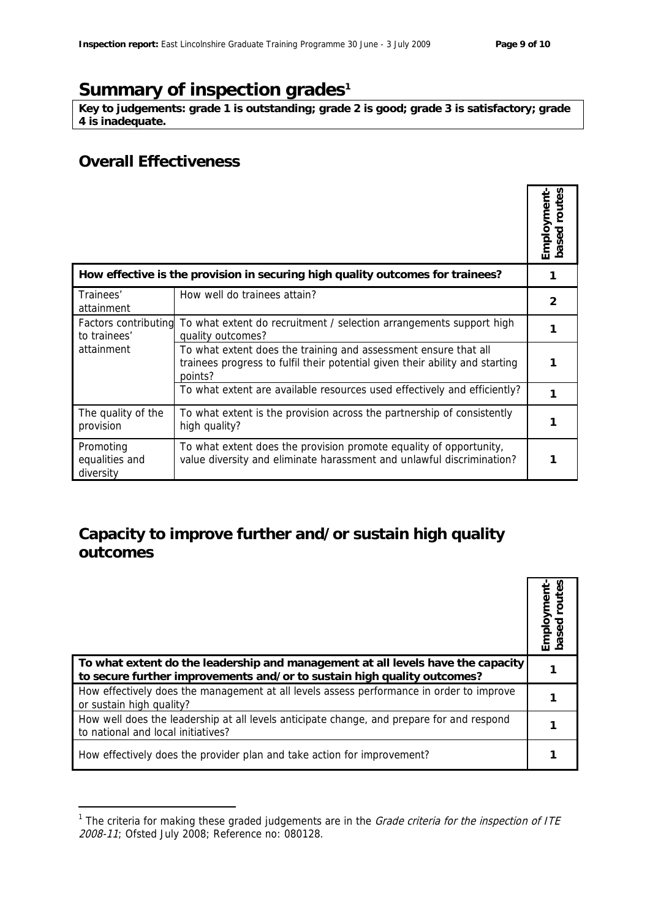## Summary of inspection grades[1]

**Key to judgements: grade 1 is outstanding; grade 2 is good; grade 3 is satisfactory; grade 4 is inadequate.**

### Overall Effectiveness

| | | Employment-based routes |
|---|---|---|
| **How effective is the provision in securing high quality outcomes for trainees?** | | **1** |
| Trainees' attainment | How well do trainees attain? | **2** |
| Factors contributing to trainees' attainment | To what extent do recruitment / selection arrangements support high quality outcomes? | **1** |
| | To what extent does the training and assessment ensure that all trainees progress to fulfil their potential given their ability and starting points? | **1** |
| | To what extent are available resources used effectively and efficiently? | **1** |
| The quality of the provision | To what extent is the provision across the partnership of consistently high quality? | **1** |
| Promoting equalities and diversity | To what extent does the provision promote equality of opportunity, value diversity and eliminate harassment and unlawful discrimination? | **1** |

### Capacity to improve further and/or sustain high quality outcomes

| | Employment-based routes |
|---|---|
| **To what extent do the leadership and management at all levels have the capacity to secure further improvements and/or to sustain high quality outcomes?** | **1** |
| How effectively does the management at all levels assess performance in order to improve or sustain high quality? | **1** |
| How well does the leadership at all levels anticipate change, and prepare for and respond to national and local initiatives? | **1** |
| How effectively does the provider plan and take action for improvement? | **1** |

[1] The criteria for making these graded judgements are in the *Grade criteria for the inspection of ITE 2008-11*; Ofsted July 2008; Reference no: 080128.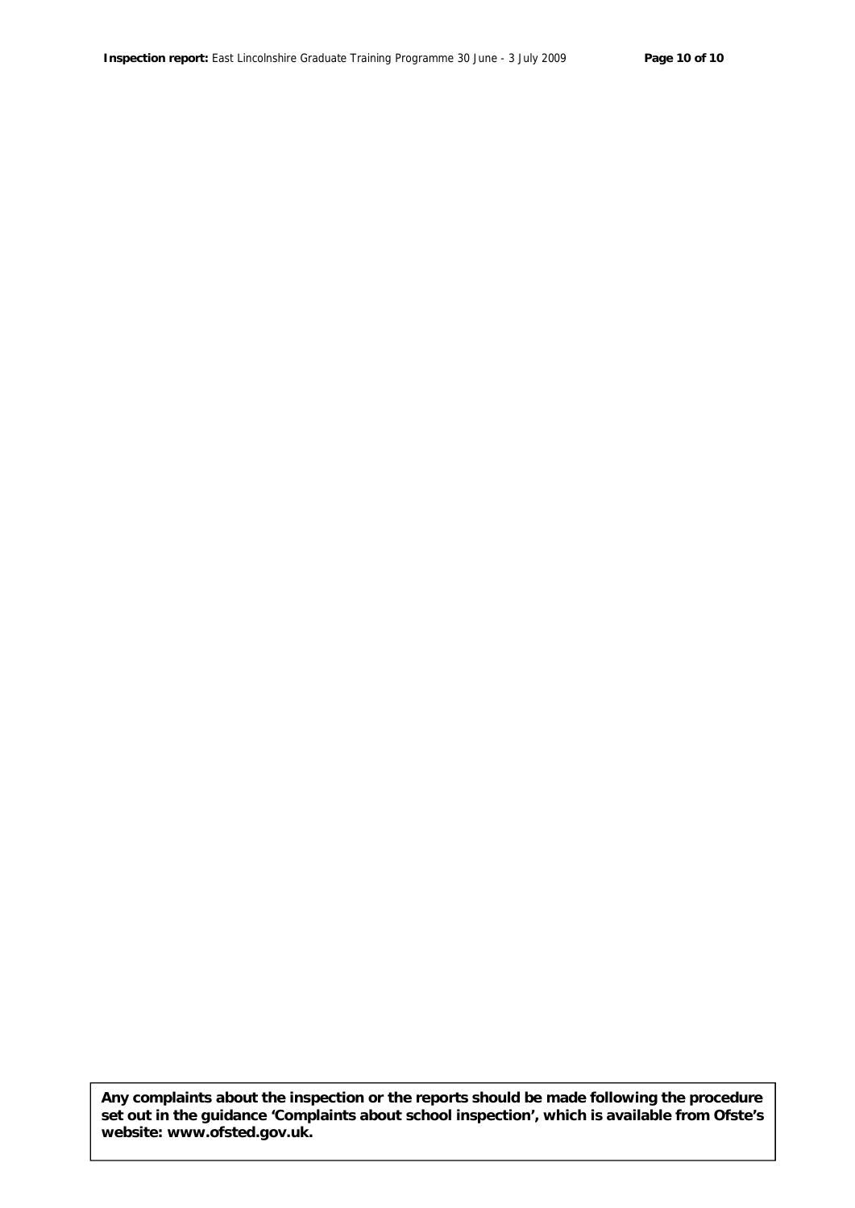**Any complaints about the inspection or the reports should be made following the procedure set out in the guidance 'Complaints about school inspection', which is available from Ofste's website: www.ofsted.gov.uk.**